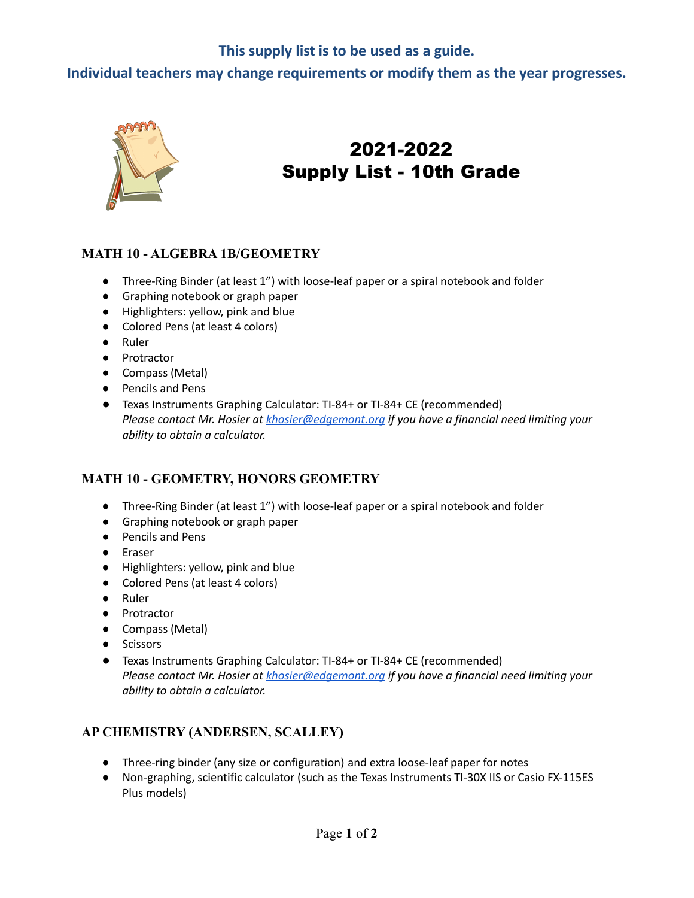**This supply list is to be used as a guide.**

**Individual teachers may change requirements or modify them as the year progresses.**

# 2021-2022 Supply List - 10th Grade

## MATH 10 - ALGEBRA 1B/GEOMETRY

- Three-Ring Binder (at least 1") with loose-leaf paper or a spiral notebook and folder
- Graphing notebook or graph paper
- Highlighters: yellow, pink and blue
- Colored Pens (at least 4 colors)
- Ruler
- Protractor
- Compass (Metal)
- Pencils and Pens
- Texas Instruments Graphing Calculator: TI-84+ or TI-84+ CE (recommended)
  *Please contact Mr. Hosier at khosier@edgemont.org if you have a financial need limiting your ability to obtain a calculator.*

## MATH 10 - GEOMETRY, HONORS GEOMETRY

- Three-Ring Binder (at least 1") with loose-leaf paper or a spiral notebook and folder
- Graphing notebook or graph paper
- Pencils and Pens
- Eraser
- Highlighters: yellow, pink and blue
- Colored Pens (at least 4 colors)
- Ruler
- Protractor
- Compass (Metal)
- Scissors
- Texas Instruments Graphing Calculator: TI-84+ or TI-84+ CE (recommended)
  *Please contact Mr. Hosier at khosier@edgemont.org if you have a financial need limiting your ability to obtain a calculator.*

## AP CHEMISTRY (ANDERSEN, SCALLEY)

- Three-ring binder (any size or configuration) and extra loose-leaf paper for notes
- Non-graphing, scientific calculator (such as the Texas Instruments TI-30X IIS or Casio FX-115ES Plus models)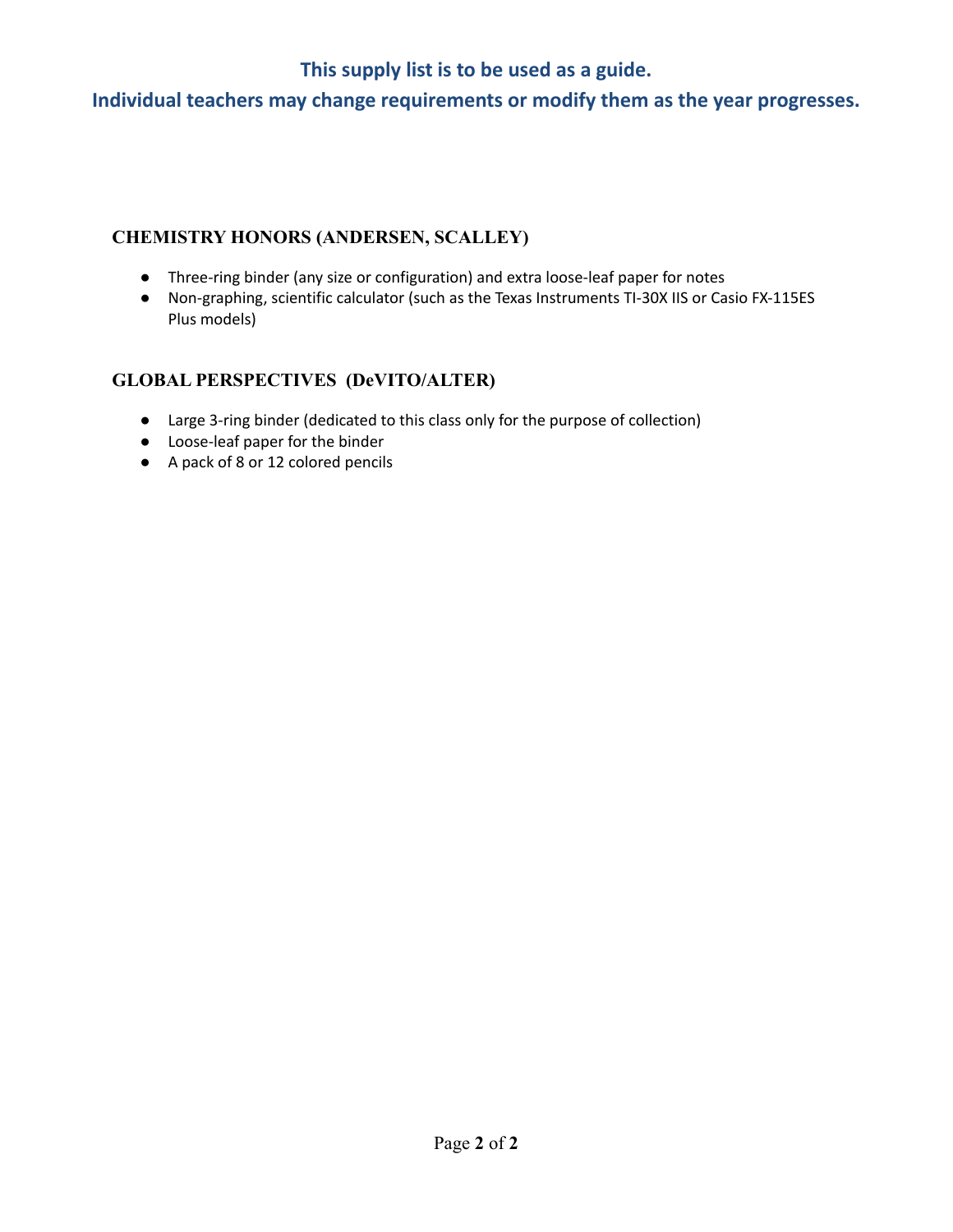**This supply list is to be used as a guide.**

**Individual teachers may change requirements or modify them as the year progresses.**

## CHEMISTRY HONORS (ANDERSEN, SCALLEY)

- Three-ring binder (any size or configuration) and extra loose-leaf paper for notes
- Non-graphing, scientific calculator (such as the Texas Instruments TI-30X IIS or Casio FX-115ES Plus models)

## GLOBAL PERSPECTIVES (DeVITO/ALTER)

- Large 3-ring binder (dedicated to this class only for the purpose of collection)
- Loose-leaf paper for the binder
- A pack of 8 or 12 colored pencils